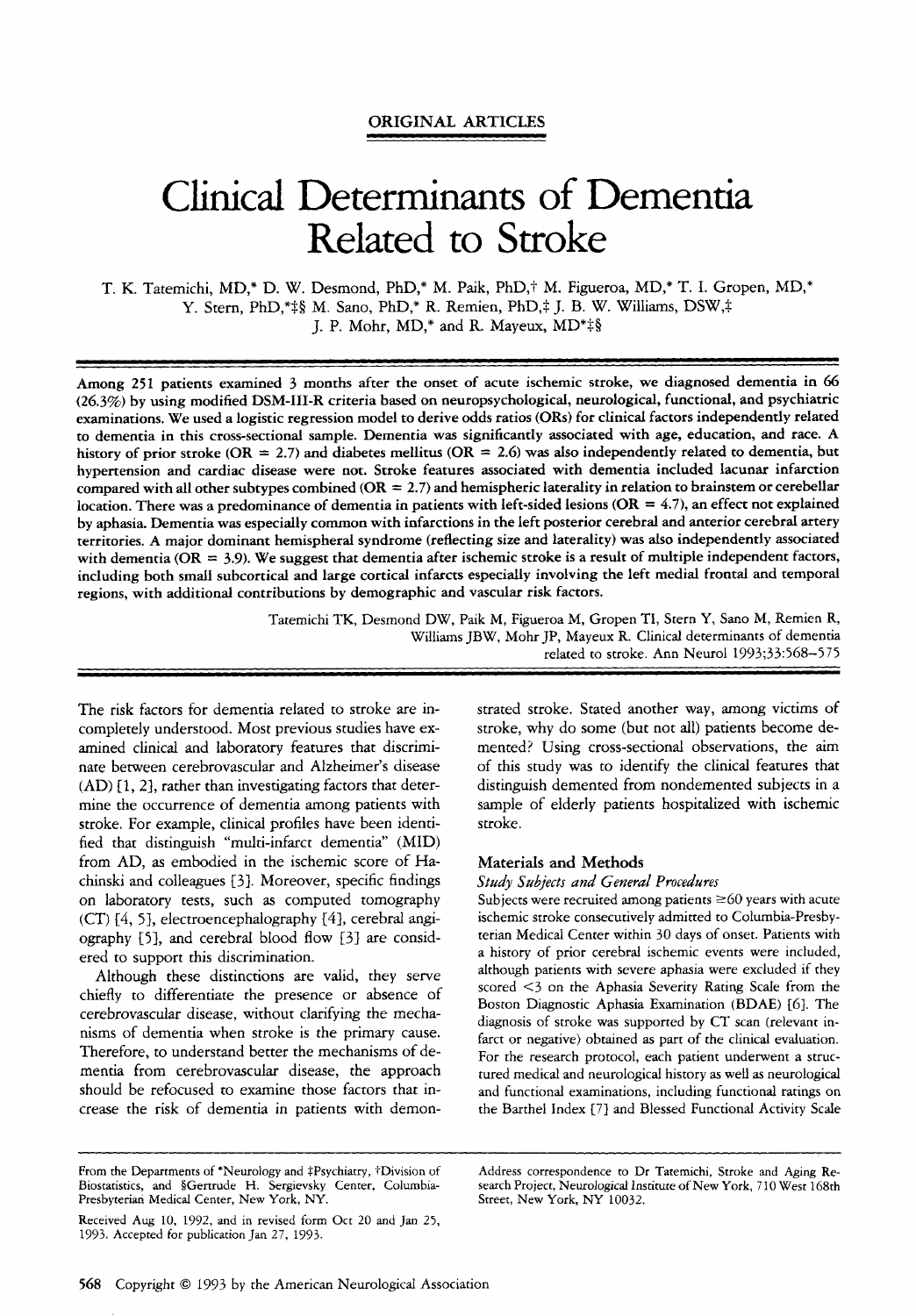ORIGINAL ARTICLES

# Clinical Determinants of Dementia Related to Stroke

T. K. Tatemichi, MD,* D. W. Desmond, PhD,* M. Paik, PhD,† M. Figueroa, MD,* T. I. Gropen, MD,* Y. Stern, PhD,*‡§ M. Sano, PhD,* R. Remien, PhD,‡ J. B. W. Williams, DSW,‡ J. P. Mohr, MD,* and R. Mayeux, MD*‡§

**Among 251 patients examined 3 months after the onset of acute ischemic stroke, we diagnosed dementia in 66 (26.3%) by using modified DSM-III-R criteria based on neuropsychological, neurological, functional, and psychiatric examinations. We used a logistic regression model to derive odds ratios (ORs) for clinical factors independently related to dementia in this cross-sectional sample. Dementia was significantly associated with age, education, and race. A history of prior stroke (OR = 2.7) and diabetes mellitus (OR = 2.6) was also independently related to dementia, but hypertension and cardiac disease were not. Stroke features associated with dementia included lacunar infarction compared with all other subtypes combined (OR = 2.7) and hemispheric laterality in relation to brainstem or cerebellar location. There was a predominance of dementia in patients with left-sided lesions (OR = 4.7), an effect not explained by aphasia. Dementia was especially common with infarctions in the left posterior cerebral and anterior cerebral artery territories. A major dominant hemispheral syndrome (reflecting size and laterality) was also independently associated with dementia (OR = 3.9). We suggest that dementia after ischemic stroke is a result of multiple independent factors, including both small subcortical and large cortical infarcts especially involving the left medial frontal and temporal regions, with additional contributions by demographic and vascular risk factors.**

Tatemichi TK, Desmond DW, Paik M, Figueroa M, Gropen TI, Stern Y, Sano M, Remien R, Williams JBW, Mohr JP, Mayeux R. Clinical determinants of dementia related to stroke. Ann Neurol 1993;33:568–575

The risk factors for dementia related to stroke are incompletely understood. Most previous studies have examined clinical and laboratory features that discriminate between cerebrovascular and Alzheimer's disease (AD) [1, 2], rather than investigating factors that determine the occurrence of dementia among patients with stroke. For example, clinical profiles have been identified that distinguish "multi-infarct dementia" (MID) from AD, as embodied in the ischemic score of Hachinski and colleagues [3]. Moreover, specific findings on laboratory tests, such as computed tomography (CT) [4, 5], electroencephalography [4], cerebral angiography [5], and cerebral blood flow [3] are considered to support this discrimination.

Although these distinctions are valid, they serve chiefly to differentiate the presence or absence of cerebrovascular disease, without clarifying the mechanisms of dementia when stroke is the primary cause. Therefore, to understand better the mechanisms of dementia from cerebrovascular disease, the approach should be refocused to examine those factors that increase the risk of dementia in patients with demonstrated stroke. Stated another way, among victims of stroke, why do some (but not all) patients become demented? Using cross-sectional observations, the aim of this study was to identify the clinical features that distinguish demented from nondemented subjects in a sample of elderly patients hospitalized with ischemic stroke.

## Materials and Methods

### *Study Subjects and General Procedures*

Subjects were recruited among patients ≥60 years with acute ischemic stroke consecutively admitted to Columbia-Presbyterian Medical Center within 30 days of onset. Patients with a history of prior cerebral ischemic events were included, although patients with severe aphasia were excluded if they scored <3 on the Aphasia Severity Rating Scale from the Boston Diagnostic Aphasia Examination (BDAE) [6]. The diagnosis of stroke was supported by CT scan (relevant infarct or negative) obtained as part of the clinical evaluation. For the research protocol, each patient underwent a structured medical and neurological history as well as neurological and functional examinations, including functional ratings on the Barthel Index [7] and Blessed Functional Activity Scale

From the Departments of *Neurology and ‡Psychiatry, †Division of Biostatistics, and §Gertrude H. Sergievsky Center, Columbia-Presbyterian Medical Center, New York, NY.

Received Aug 10, 1992, and in revised form Oct 20 and Jan 25, 1993. Accepted for publication Jan 27, 1993.

Address correspondence to Dr Tatemichi, Stroke and Aging Research Project, Neurological Institute of New York, 710 West 168th Street, New York, NY 10032.

Copyright © 1993 by the American Neurological Association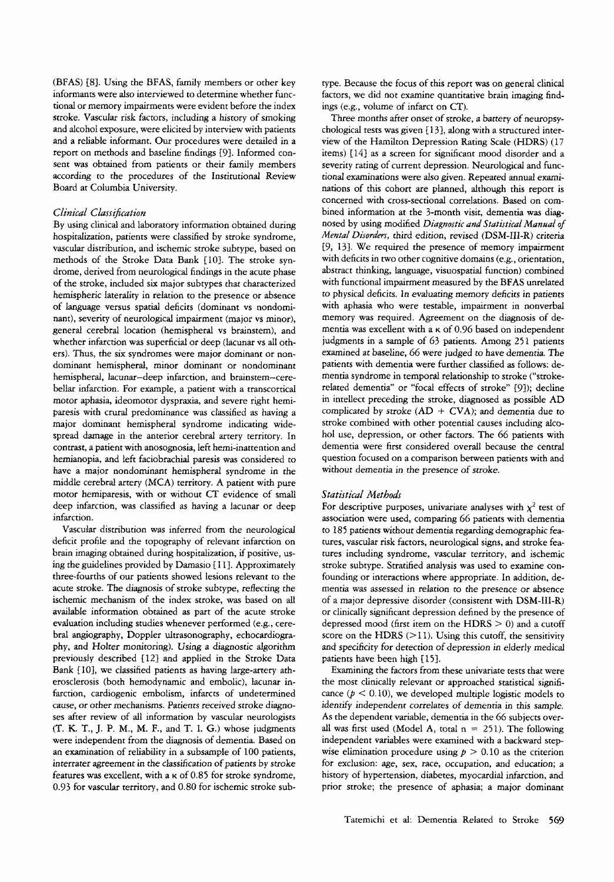(BFAS) [8]. Using the BFAS, family members or other key informants were also interviewed to determine whether functional or memory impairments were evident before the index stroke. Vascular risk factors, including a history of smoking and alcohol exposure, were elicited by interview with patients and a reliable informant. Our procedures were detailed in a report on methods and baseline findings [9]. Informed consent was obtained from patients or their family members according to the procedures of the Institutional Review Board at Columbia University.

### *Clinical Classification*

By using clinical and laboratory information obtained during hospitalization, patients were classified by stroke syndrome, vascular distribution, and ischemic stroke subtype, based on methods of the Stroke Data Bank [10]. The stroke syndrome, derived from neurological findings in the acute phase of the stroke, included six major subtypes that characterized hemispheric laterality in relation to the presence or absence of language versus spatial deficits (dominant vs nondominant), severity of neurological impairment (major vs minor), general cerebral location (hemispheral vs brainstem), and whether infarction was superficial or deep (lacunar vs all others). Thus, the six syndromes were major dominant or nondominant hemispheral, minor dominant or nondominant hemispheral, lacunar–deep infarction, and brainstem–cerebellar infarction. For example, a patient with a transcortical motor aphasia, ideomotor dyspraxia, and severe right hemiparesis with crural predominance was classified as having a major dominant hemispheral syndrome indicating widespread damage in the anterior cerebral artery territory. In contrast, a patient with anosognosia, left hemi-inattention and hemianopia, and left faciobrachial paresis was considered to have a major nondominant hemispheral syndrome in the middle cerebral artery (MCA) territory. A patient with pure motor hemiparesis, with or without CT evidence of small deep infarction, was classified as having a lacunar or deep infarction.

Vascular distribution was inferred from the neurological deficit profile and the topography of relevant infarction on brain imaging obtained during hospitalization, if positive, using the guidelines provided by Damasio [11]. Approximately three-fourths of our patients showed lesions relevant to the acute stroke. The diagnosis of stroke subtype, reflecting the ischemic mechanism of the index stroke, was based on all available information obtained as part of the acute stroke evaluation including studies whenever performed (e.g., cerebral angiography, Doppler ultrasonography, echocardiography, and Holter monitoring). Using a diagnostic algorithm previously described [12] and applied in the Stroke Data Bank [10], we classified patients as having large-artery atherosclerosis (both hemodynamic and embolic), lacunar infarction, cardiogenic embolism, infarcts of undetermined cause, or other mechanisms. Patients received stroke diagnoses after review of all information by vascular neurologists (T. K. T., J. P. M., M. F., and T. I. G.) whose judgments were independent from the diagnosis of dementia. Based on an examination of reliability in a subsample of 100 patients, interrater agreement in the classification of patients by stroke features was excellent, with a $\kappa$ of 0.85 for stroke syndrome, 0.93 for vascular territory, and 0.80 for ischemic stroke subtype. Because the focus of this report was on general clinical factors, we did not examine quantitative brain imaging findings (e.g., volume of infarct on CT).

Three months after onset of stroke, a battery of neuropsychological tests was given [13], along with a structured interview of the Hamilton Depression Rating Scale (HDRS) (17 items) [14] as a screen for significant mood disorder and a severity rating of current depression. Neurological and functional examinations were also given. Repeated annual examinations of this cohort are planned, although this report is concerned with cross-sectional correlations. Based on combined information at the 3-month visit, dementia was diagnosed by using modified *Diagnostic and Statistical Manual of Mental Disorders*, third edition, revised (DSM-III-R) criteria [9, 13]. We required the presence of memory impairment with deficits in two other cognitive domains (e.g., orientation, abstract thinking, language, visuospatial function) combined with functional impairment measured by the BFAS unrelated to physical deficits. In evaluating memory deficits in patients with aphasia who were testable, impairment in nonverbal memory was required. Agreement on the diagnosis of dementia was excellent with a $\kappa$ of 0.96 based on independent judgments in a sample of 63 patients. Among 251 patients examined at baseline, 66 were judged to have dementia. The patients with dementia were further classified as follows: dementia syndrome in temporal relationship to stroke ("stroke-related dementia" or "focal effects of stroke" [9]); decline in intellect preceding the stroke, diagnosed as possible AD complicated by stroke (AD + CVA); and dementia due to stroke combined with other potential causes including alcohol use, depression, or other factors. The 66 patients with dementia were first considered overall because the central question focused on a comparison between patients with and without dementia in the presence of stroke.

### *Statistical Methods*

For descriptive purposes, univariate analyses with $\chi^2$ test of association were used, comparing 66 patients with dementia to 185 patients without dementia regarding demographic features, vascular risk factors, neurological signs, and stroke features including syndrome, vascular territory, and ischemic stroke subtype. Stratified analysis was used to examine confounding or interactions where appropriate. In addition, dementia was assessed in relation to the presence or absence of a major depressive disorder (consistent with DSM-III-R) or clinically significant depression defined by the presence of depressed mood (first item on the HDRS $> 0$) and a cutoff score on the HDRS ($>11$). Using this cutoff, the sensitivity and specificity for detection of depression in elderly medical patients have been high [15].

Examining the factors from these univariate tests that were the most clinically relevant or approached statistical significance ($p < 0.10$), we developed multiple logistic models to identify independent correlates of dementia in this sample. As the dependent variable, dementia in the 66 subjects overall was first used (Model A, total $n = 251$). The following independent variables were examined with a backward stepwise elimination procedure using $p > 0.10$ as the criterion for exclusion: age, sex, race, occupation, and education; a history of hypertension, diabetes, myocardial infarction, and prior stroke; the presence of aphasia; a major dominant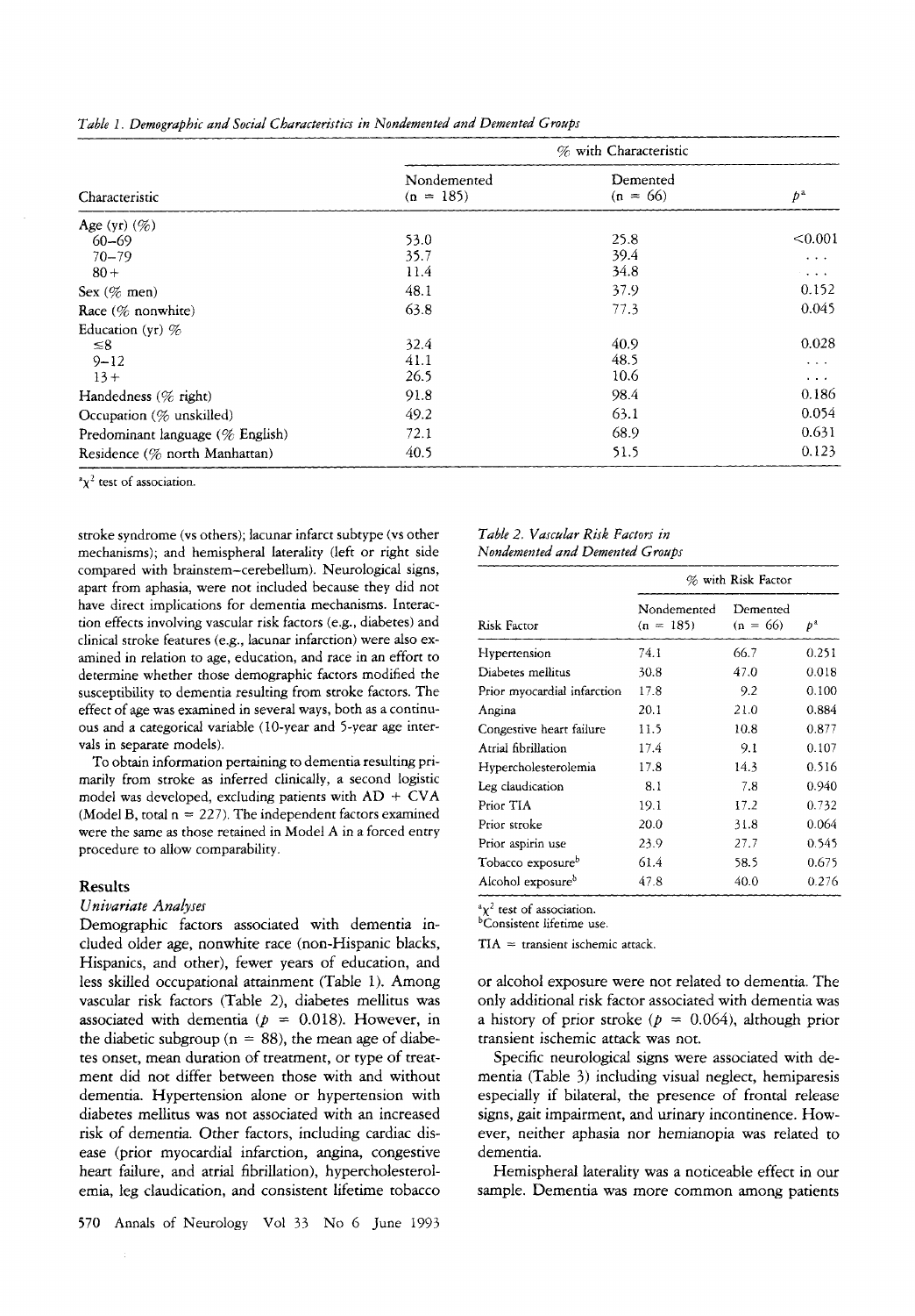*Table 1. Demographic and Social Characteristics in Nondemented and Demented Groups*

| Characteristic | % with Characteristic | | |
|---|---|---|---|
| | Nondemented (n = 185) | Demented (n = 66) | $p$[a] |
| Age (yr) (%) | | | |
| 60–69 | 53.0 | 25.8 | <0.001 |
| 70–79 | 35.7 | 39.4 | . . . |
| 80+ | 11.4 | 34.8 | . . . |
| Sex (% men) | 48.1 | 37.9 | 0.152 |
| Race (% nonwhite) | 63.8 | 77.3 | 0.045 |
| Education (yr) % | | | |
| ≤8 | 32.4 | 40.9 | 0.028 |
| 9–12 | 41.1 | 48.5 | . . . |
| 13+ | 26.5 | 10.6 | . . . |
| Handedness (% right) | 91.8 | 98.4 | 0.186 |
| Occupation (% unskilled) | 49.2 | 63.1 | 0.054 |
| Predominant language (% English) | 72.1 | 68.9 | 0.631 |
| Residence (% north Manhattan) | 40.5 | 51.5 | 0.123 |

[a] $\chi^2$ test of association.

stroke syndrome (vs others); lacunar infarct subtype (vs other mechanisms); and hemispheral laterality (left or right side compared with brainstem–cerebellum). Neurological signs, apart from aphasia, were not included because they did not have direct implications for dementia mechanisms. Interaction effects involving vascular risk factors (e.g., diabetes) and clinical stroke features (e.g., lacunar infarction) were also examined in relation to age, education, and race in an effort to determine whether those demographic factors modified the susceptibility to dementia resulting from stroke factors. The effect of age was examined in several ways, both as a continuous and a categorical variable (10-year and 5-year age intervals in separate models).

To obtain information pertaining to dementia resulting primarily from stroke as inferred clinically, a second logistic model was developed, excluding patients with AD + CVA (Model B, total n = 227). The independent factors examined were the same as those retained in Model A in a forced entry procedure to allow comparability.

## Results

### *Univariate Analyses*

Demographic factors associated with dementia included older age, nonwhite race (non-Hispanic blacks, Hispanics, and other), fewer years of education, and less skilled occupational attainment (Table 1). Among vascular risk factors (Table 2), diabetes mellitus was associated with dementia ($p = 0.018$). However, in the diabetic subgroup (n = 88), the mean age of diabetes onset, mean duration of treatment, or type of treatment did not differ between those with and without dementia. Hypertension alone or hypertension with diabetes mellitus was not associated with an increased risk of dementia. Other factors, including cardiac disease (prior myocardial infarction, angina, congestive heart failure, and atrial fibrillation), hypercholesterolemia, leg claudication, and consistent lifetime tobacco or alcohol exposure were not related to dementia. The only additional risk factor associated with dementia was a history of prior stroke ($p = 0.064$), although prior transient ischemic attack was not.

*Table 2. Vascular Risk Factors in Nondemented and Demented Groups*

| Risk Factor | % with Risk Factor | | |
|---|---|---|---|
| | Nondemented (n = 185) | Demented (n = 66) | $p$[a] |
| Hypertension | 74.1 | 66.7 | 0.251 |
| Diabetes mellitus | 30.8 | 47.0 | 0.018 |
| Prior myocardial infarction | 17.8 | 9.2 | 0.100 |
| Angina | 20.1 | 21.0 | 0.884 |
| Congestive heart failure | 11.5 | 10.8 | 0.877 |
| Atrial fibrillation | 17.4 | 9.1 | 0.107 |
| Hypercholesterolemia | 17.8 | 14.3 | 0.516 |
| Leg claudication | 8.1 | 7.8 | 0.940 |
| Prior TIA | 19.1 | 17.2 | 0.732 |
| Prior stroke | 20.0 | 31.8 | 0.064 |
| Prior aspirin use | 23.9 | 27.7 | 0.545 |
| Tobacco exposure[b] | 61.4 | 58.5 | 0.675 |
| Alcohol exposure[b] | 47.8 | 40.0 | 0.276 |

[a] $\chi^2$ test of association.
[b] Consistent lifetime use.

TIA = transient ischemic attack.

Specific neurological signs were associated with dementia (Table 3) including visual neglect, hemiparesis especially if bilateral, the presence of frontal release signs, gait impairment, and urinary incontinence. However, neither aphasia nor hemianopia was related to dementia.

Hemispheral laterality was a noticeable effect in our sample. Dementia was more common among patients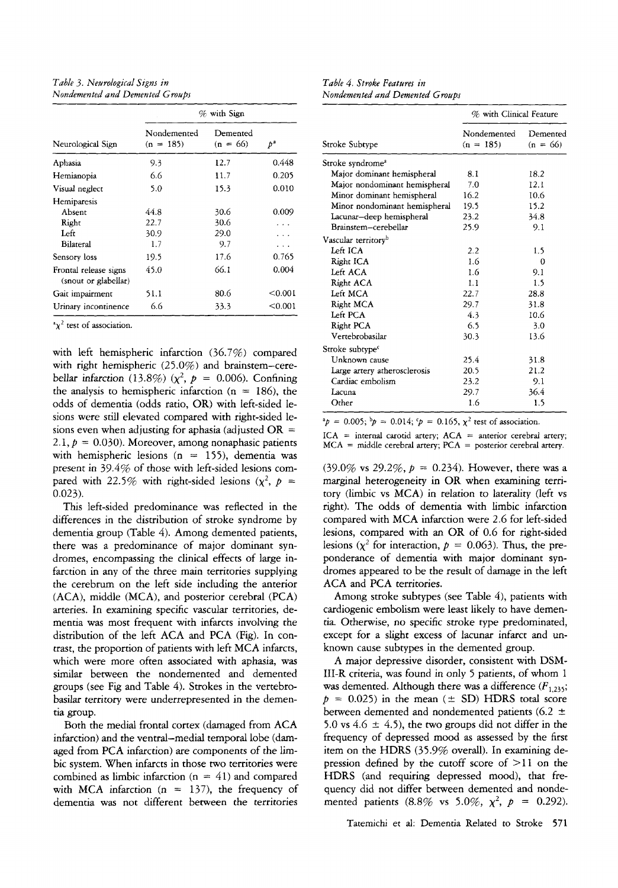*Table 3. Neurological Signs in Nondemented and Demented Groups*

| Neurological Sign | % with Sign | | |
|---|---|---|---|
| | Nondemented (n = 185) | Demented (n = 66) | $p$[a] |
| Aphasia | 9.3 | 12.7 | 0.448 |
| Hemianopia | 6.6 | 11.7 | 0.205 |
| Visual neglect | 5.0 | 15.3 | 0.010 |
| Hemiparesis | | | |
| Absent | 44.8 | 30.6 | 0.009 |
| Right | 22.7 | 30.6 | . . . |
| Left | 30.9 | 29.0 | . . . |
| Bilateral | 1.7 | 9.7 | . . . |
| Sensory loss | 19.5 | 17.6 | 0.765 |
| Frontal release signs (snout or glabellar) | 45.0 | 66.1 | 0.004 |
| Gait impairment | 51.1 | 80.6 | <0.001 |
| Urinary incontinence | 6.6 | 33.3 | <0.001 |

[a] $\chi^2$ test of association.

*Table 4. Stroke Features in Nondemented and Demented Groups*

| Stroke Subtype | % with Clinical Feature | |
|---|---|---|
| | Nondemented (n = 185) | Demented (n = 66) |
| Stroke syndrome[a] | | |
| Major dominant hemispheral | 8.1 | 18.2 |
| Major nondominant hemispheral | 7.0 | 12.1 |
| Minor dominant hemispheral | 16.2 | 10.6 |
| Minor nondominant hemispheral | 19.5 | 15.2 |
| Lacunar–deep hemispheral | 23.2 | 34.8 |
| Brainstem–cerebellar | 25.9 | 9.1 |
| Vascular territory[b] | | |
| Left ICA | 2.2 | 1.5 |
| Right ICA | 1.6 | 0 |
| Left ACA | 1.6 | 9.1 |
| Right ACA | 1.1 | 1.5 |
| Left MCA | 22.7 | 28.8 |
| Right MCA | 29.7 | 31.8 |
| Left PCA | 4.3 | 10.6 |
| Right PCA | 6.5 | 3.0 |
| Vertebrobasilar | 30.3 | 13.6 |
| Stroke subtype[c] | | |
| Unknown cause | 25.4 | 31.8 |
| Large artery atherosclerosis | 20.5 | 21.2 |
| Cardiac embolism | 23.2 | 9.1 |
| Lacuna | 29.7 | 36.4 |
| Other | 1.6 | 1.5 |

[a] $p = 0.005$; [b] $p = 0.014$; [c] $p = 0.165$, $\chi^2$ test of association.

ICA = internal carotid artery; ACA = anterior cerebral artery; MCA = middle cerebral artery; PCA = posterior cerebral artery.

with left hemispheric infarction (36.7%) compared with right hemispheric (25.0%) and brainstem–cerebellar infarction (13.8%) ($\chi^2$, $p = 0.006$). Confining the analysis to hemispheric infarction (n = 186), the odds of dementia (odds ratio, OR) with left-sided lesions were still elevated compared with right-sided lesions even when adjusting for aphasia (adjusted OR = 2.1, $p = 0.030$). Moreover, among nonaphasic patients with hemispheric lesions (n = 155), dementia was present in 39.4% of those with left-sided lesions compared with 22.5% with right-sided lesions ($\chi^2$, $p = 0.023$).

This left-sided predominance was reflected in the differences in the distribution of stroke syndrome by dementia group (Table 4). Among demented patients, there was a predominance of major dominant syndromes, encompassing the clinical effects of large infarction in any of the three main territories supplying the cerebrum on the left side including the anterior (ACA), middle (MCA), and posterior cerebral (PCA) arteries. In examining specific vascular territories, dementia was most frequent with infarcts involving the distribution of the left ACA and PCA (Fig). In contrast, the proportion of patients with left MCA infarcts, which were more often associated with aphasia, was similar between the nondemented and demented groups (see Fig and Table 4). Strokes in the vertebrobasilar territory were underrepresented in the dementia group.

Both the medial frontal cortex (damaged from ACA infarction) and the ventral–medial temporal lobe (damaged from PCA infarction) are components of the limbic system. When infarcts in those two territories were combined as limbic infarction (n = 41) and compared with MCA infarction (n = 137), the frequency of dementia was not different between the territories (39.0% vs 29.2%, $p = 0.234$). However, there was a marginal heterogeneity in OR when examining territory (limbic vs MCA) in relation to laterality (left vs right). The odds of dementia with limbic infarction compared with MCA infarction were 2.6 for left-sided lesions, compared with an OR of 0.6 for right-sided lesions ($\chi^2$ for interaction, $p = 0.063$). Thus, the preponderance of dementia with major dominant syndromes appeared to be the result of damage in the left ACA and PCA territories.

Among stroke subtypes (see Table 4), patients with cardiogenic embolism were least likely to have dementia. Otherwise, no specific stroke type predominated, except for a slight excess of lacunar infarct and unknown cause subtypes in the demented group.

A major depressive disorder, consistent with DSM-III-R criteria, was found in only 5 patients, of whom 1 was demented. Although there was a difference ($F_{1,235}$; $p = 0.025$) in the mean ($\pm$ SD) HDRS total score between demented and nondemented patients (6.2 $\pm$ 5.0 vs 4.6 $\pm$ 4.5), the two groups did not differ in the frequency of depressed mood as assessed by the first item on the HDRS (35.9% overall). In examining depression defined by the cutoff score of >11 on the HDRS (and requiring depressed mood), that frequency did not differ between demented and nondemented patients (8.8% vs 5.0%, $\chi^2$, $p = 0.292$).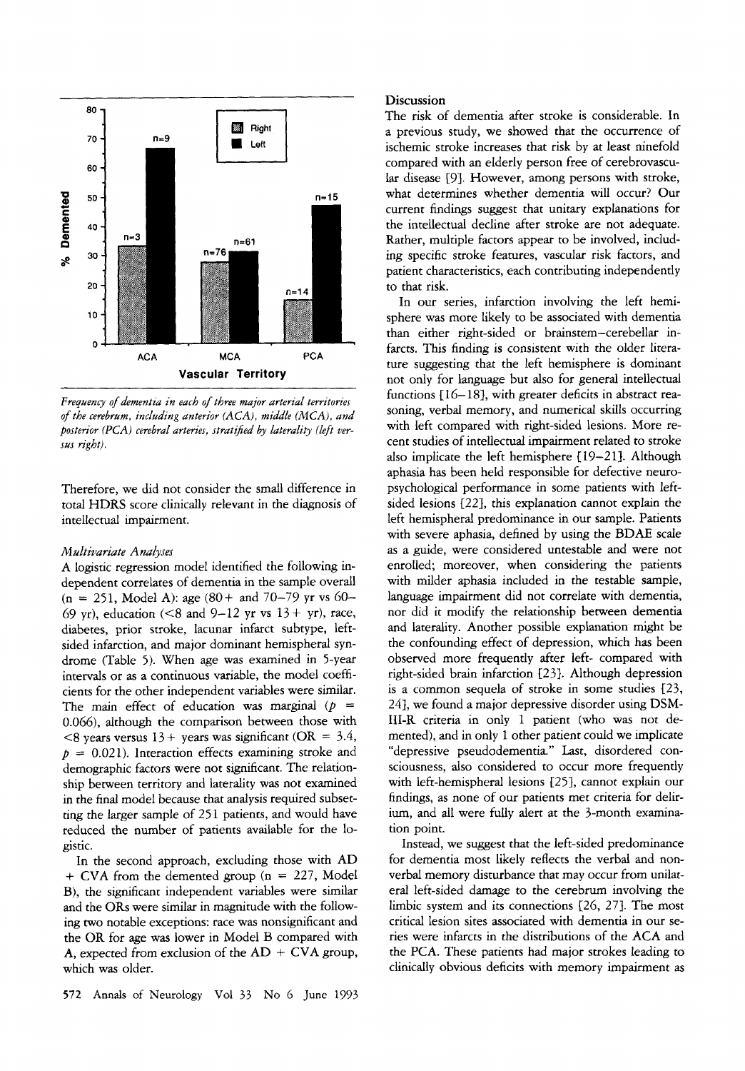*Frequency of dementia in each of three major arterial territories of the cerebrum, including anterior (ACA), middle (MCA), and posterior (PCA) cerebral arteries, stratified by laterality (left versus right).*

Therefore, we did not consider the small difference in total HDRS score clinically relevant in the diagnosis of intellectual impairment.

### *Multivariate Analyses*

A logistic regression model identified the following independent correlates of dementia in the sample overall (n = 251, Model A): age (80+ and 70–79 yr vs 60–69 yr), education (<8 and 9–12 yr vs 13+ yr), race, diabetes, prior stroke, lacunar infarct subtype, left-sided infarction, and major dominant hemispheral syndrome (Table 5). When age was examined in 5-year intervals or as a continuous variable, the model coefficients for the other independent variables were similar. The main effect of education was marginal ($p$ = 0.066), although the comparison between those with <8 years versus 13+ years was significant (OR = 3.4, $p$ = 0.021). Interaction effects examining stroke and demographic factors were not significant. The relationship between territory and laterality was not examined in the final model because that analysis required subsetting the larger sample of 251 patients, and would have reduced the number of patients available for the logistic.

In the second approach, excluding those with AD + CVA from the demented group (n = 227, Model B), the significant independent variables were similar and the ORs were similar in magnitude with the following two notable exceptions: race was nonsignificant and the OR for age was lower in Model B compared with A, expected from exclusion of the AD + CVA group, which was older.

## Discussion

The risk of dementia after stroke is considerable. In a previous study, we showed that the occurrence of ischemic stroke increases that risk by at least ninefold compared with an elderly person free of cerebrovascular disease [9]. However, among persons with stroke, what determines whether dementia will occur? Our current findings suggest that unitary explanations for the intellectual decline after stroke are not adequate. Rather, multiple factors appear to be involved, including specific stroke features, vascular risk factors, and patient characteristics, each contributing independently to that risk.

In our series, infarction involving the left hemisphere was more likely to be associated with dementia than either right-sided or brainstem–cerebellar infarcts. This finding is consistent with the older literature suggesting that the left hemisphere is dominant not only for language but also for general intellectual functions [16–18], with greater deficits in abstract reasoning, verbal memory, and numerical skills occurring with left compared with right-sided lesions. More recent studies of intellectual impairment related to stroke also implicate the left hemisphere [19–21]. Although aphasia has been held responsible for defective neuropsychological performance in some patients with left-sided lesions [22], this explanation cannot explain the left hemispheral predominance in our sample. Patients with severe aphasia, defined by using the BDAE scale as a guide, were considered untestable and were not enrolled; moreover, when considering the patients with milder aphasia included in the testable sample, language impairment did not correlate with dementia, nor did it modify the relationship between dementia and laterality. Another possible explanation might be the confounding effect of depression, which has been observed more frequently after left- compared with right-sided brain infarction [23]. Although depression is a common sequela of stroke in some studies [23, 24], we found a major depressive disorder using DSM-III-R criteria in only 1 patient (who was not demented), and in only 1 other patient could we implicate "depressive pseudodementia." Last, disordered consciousness, also considered to occur more frequently with left-hemispheral lesions [25], cannot explain our findings, as none of our patients met criteria for delirium, and all were fully alert at the 3-month examination point.

Instead, we suggest that the left-sided predominance for dementia most likely reflects the verbal and nonverbal memory disturbance that may occur from unilateral left-sided damage to the cerebrum involving the limbic system and its connections [26, 27]. The most critical lesion sites associated with dementia in our series were infarcts in the distributions of the ACA and the PCA. These patients had major strokes leading to clinically obvious deficits with memory impairment as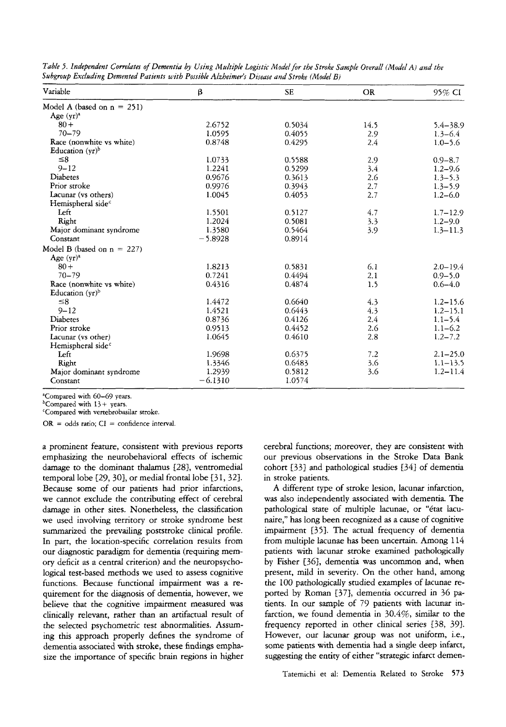*Table 5. Independent Correlates of Dementia by Using Multiple Logistic Model for the Stroke Sample Overall (Model A) and the Subgroup Excluding Demented Patients with Possible Alzheimer's Disease and Stroke (Model B)*

| Variable | β | SE | OR | 95% CI |
|---|---|---|---|---|
| Model A (based on n = 251) | | | | |
| Age (yr)[a] | | | | |
| 80+ | 2.6752 | 0.5034 | 14.5 | 5.4–38.9 |
| 70–79 | 1.0595 | 0.4055 | 2.9 | 1.3–6.4 |
| Race (nonwhite vs white) | 0.8748 | 0.4295 | 2.4 | 1.0–5.6 |
| Education (yr)[b] | | | | |
| ≤8 | 1.0733 | 0.5588 | 2.9 | 0.9–8.7 |
| 9–12 | 1.2241 | 0.5299 | 3.4 | 1.2–9.6 |
| Diabetes | 0.9676 | 0.3613 | 2.6 | 1.3–5.3 |
| Prior stroke | 0.9976 | 0.3943 | 2.7 | 1.3–5.9 |
| Lacunar (vs others) | 1.0045 | 0.4053 | 2.7 | 1.2–6.0 |
| Hemispheral side[c] | | | | |
| Left | 1.5501 | 0.5127 | 4.7 | 1.7–12.9 |
| Right | 1.2024 | 0.5081 | 3.3 | 1.2–9.0 |
| Major dominant syndrome | 1.3580 | 0.5464 | 3.9 | 1.3–11.3 |
| Constant | −5.8928 | 0.8914 | | |
| Model B (based on n = 227) | | | | |
| Age (yr)[a] | | | | |
| 80+ | 1.8213 | 0.5831 | 6.1 | 2.0–19.4 |
| 70–79 | 0.7241 | 0.4494 | 2.1 | 0.9–5.0 |
| Race (nonwhite vs white) | 0.4316 | 0.4874 | 1.5 | 0.6–4.0 |
| Education (yr)[b] | | | | |
| ≤8 | 1.4472 | 0.6640 | 4.3 | 1.2–15.6 |
| 9–12 | 1.4521 | 0.6443 | 4.3 | 1.2–15.1 |
| Diabetes | 0.8736 | 0.4126 | 2.4 | 1.1–5.4 |
| Prior stroke | 0.9513 | 0.4452 | 2.6 | 1.1–6.2 |
| Lacunar (vs other) | 1.0645 | 0.4610 | 2.8 | 1.2–7.2 |
| Hemispheral side[c] | | | | |
| Left | 1.9698 | 0.6375 | 7.2 | 2.1–25.0 |
| Right | 1.3346 | 0.6483 | 3.6 | 1.1–13.5 |
| Major dominant syndrome | 1.2939 | 0.5812 | 3.6 | 1.2–11.4 |
| Constant | −6.1310 | 1.0574 | | |

[a]Compared with 60–69 years.
[b]Compared with 13+ years.
[c]Compared with vertebrobasilar stroke.

OR = odds ratio; CI = confidence interval.

a prominent feature, consistent with previous reports emphasizing the neurobehavioral effects of ischemic damage to the dominant thalamus [28], ventromedial temporal lobe [29, 30], or medial frontal lobe [31, 32]. Because some of our patients had prior infarctions, we cannot exclude the contributing effect of cerebral damage in other sites. Nonetheless, the classification we used involving territory or stroke syndrome best summarized the prevailing poststroke clinical profile. In part, the location-specific correlation results from our diagnostic paradigm for dementia (requiring memory deficit as a central criterion) and the neuropsychological test-based methods we used to assess cognitive functions. Because functional impairment was a requirement for the diagnosis of dementia, however, we believe that the cognitive impairment measured was clinically relevant, rather than an artifactual result of the selected psychometric test abnormalities. Assuming this approach properly defines the syndrome of dementia associated with stroke, these findings emphasize the importance of specific brain regions in higher cerebral functions; moreover, they are consistent with our previous observations in the Stroke Data Bank cohort [33] and pathological studies [34] of dementia in stroke patients.

A different type of stroke lesion, lacunar infarction, was also independently associated with dementia. The pathological state of multiple lacunae, or "état lacunaire," has long been recognized as a cause of cognitive impairment [35]. The actual frequency of dementia from multiple lacunae has been uncertain. Among 114 patients with lacunar stroke examined pathologically by Fisher [36], dementia was uncommon and, when present, mild in severity. On the other hand, among the 100 pathologically studied examples of lacunae reported by Roman [37], dementia occurred in 36 patients. In our sample of 79 patients with lacunar infarction, we found dementia in 30.4%, similar to the frequency reported in other clinical series [38, 39]. However, our lacunar group was not uniform, i.e., some patients with dementia had a single deep infarct, suggesting the entity of either "strategic infarct demen-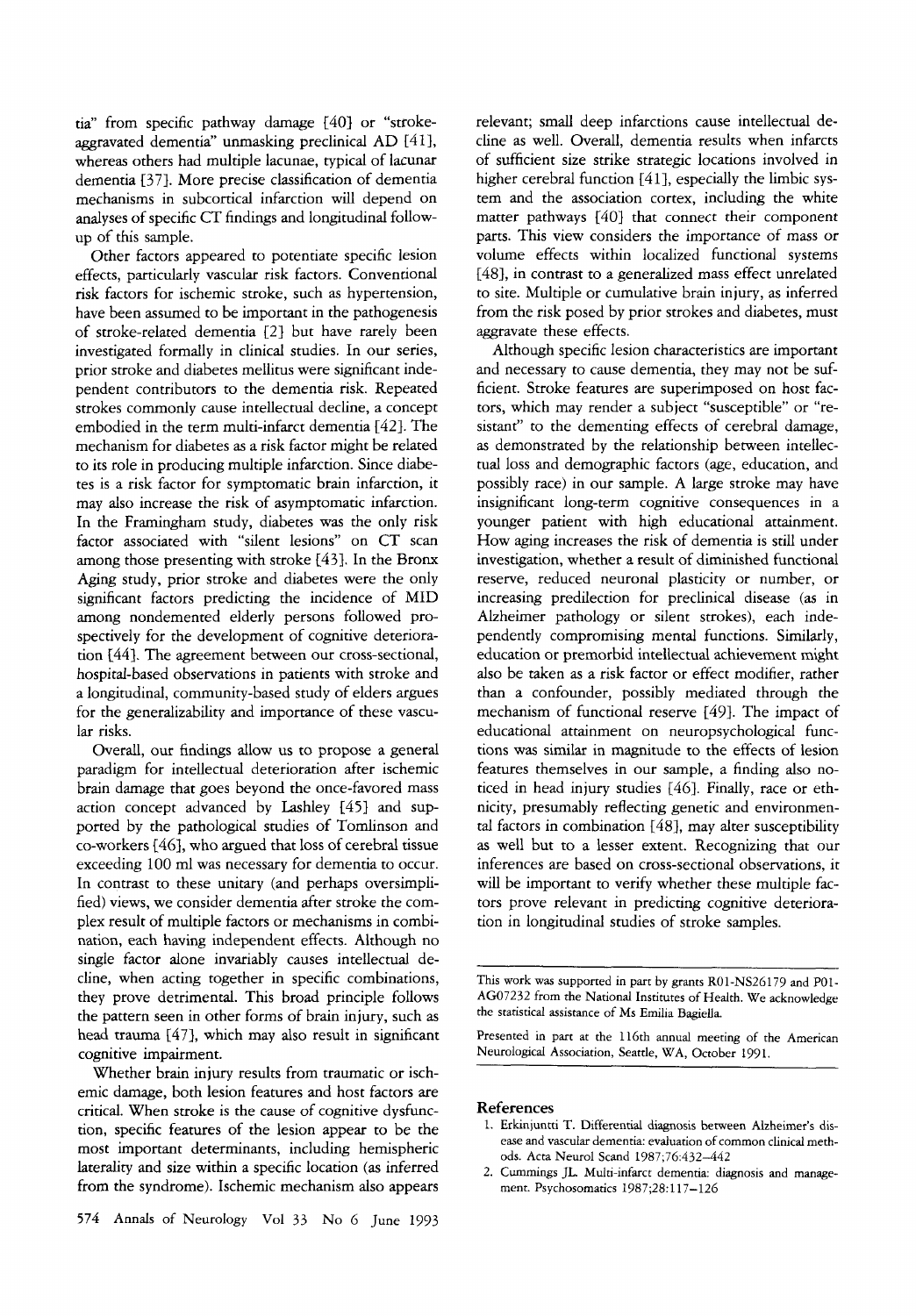tia" from specific pathway damage [40] or "stroke-aggravated dementia" unmasking preclinical AD [41], whereas others had multiple lacunae, typical of lacunar dementia [37]. More precise classification of dementia mechanisms in subcortical infarction will depend on analyses of specific CT findings and longitudinal follow-up of this sample.

Other factors appeared to potentiate specific lesion effects, particularly vascular risk factors. Conventional risk factors for ischemic stroke, such as hypertension, have been assumed to be important in the pathogenesis of stroke-related dementia [2] but have rarely been investigated formally in clinical studies. In our series, prior stroke and diabetes mellitus were significant independent contributors to the dementia risk. Repeated strokes commonly cause intellectual decline, a concept embodied in the term multi-infarct dementia [42]. The mechanism for diabetes as a risk factor might be related to its role in producing multiple infarction. Since diabetes is a risk factor for symptomatic brain infarction, it may also increase the risk of asymptomatic infarction. In the Framingham study, diabetes was the only risk factor associated with "silent lesions" on CT scan among those presenting with stroke [43]. In the Bronx Aging study, prior stroke and diabetes were the only significant factors predicting the incidence of MID among nondemented elderly persons followed prospectively for the development of cognitive deterioration [44]. The agreement between our cross-sectional, hospital-based observations in patients with stroke and a longitudinal, community-based study of elders argues for the generalizability and importance of these vascular risks.

Overall, our findings allow us to propose a general paradigm for intellectual deterioration after ischemic brain damage that goes beyond the once-favored mass action concept advanced by Lashley [45] and supported by the pathological studies of Tomlinson and co-workers [46], who argued that loss of cerebral tissue exceeding 100 ml was necessary for dementia to occur. In contrast to these unitary (and perhaps oversimplified) views, we consider dementia after stroke the complex result of multiple factors or mechanisms in combination, each having independent effects. Although no single factor alone invariably causes intellectual decline, when acting together in specific combinations, they prove detrimental. This broad principle follows the pattern seen in other forms of brain injury, such as head trauma [47], which may also result in significant cognitive impairment.

Whether brain injury results from traumatic or ischemic damage, both lesion features and host factors are critical. When stroke is the cause of cognitive dysfunction, specific features of the lesion appear to be the most important determinants, including hemispheric laterality and size within a specific location (as inferred from the syndrome). Ischemic mechanism also appears relevant; small deep infarctions cause intellectual decline as well. Overall, dementia results when infarcts of sufficient size strike strategic locations involved in higher cerebral function [41], especially the limbic system and the association cortex, including the white matter pathways [40] that connect their component parts. This view considers the importance of mass or volume effects within localized functional systems [48], in contrast to a generalized mass effect unrelated to site. Multiple or cumulative brain injury, as inferred from the risk posed by prior strokes and diabetes, must aggravate these effects.

Although specific lesion characteristics are important and necessary to cause dementia, they may not be sufficient. Stroke features are superimposed on host factors, which may render a subject "susceptible" or "resistant" to the dementing effects of cerebral damage, as demonstrated by the relationship between intellectual loss and demographic factors (age, education, and possibly race) in our sample. A large stroke may have insignificant long-term cognitive consequences in a younger patient with high educational attainment. How aging increases the risk of dementia is still under investigation, whether a result of diminished functional reserve, reduced neuronal plasticity or number, or increasing predilection for preclinical disease (as in Alzheimer pathology or silent strokes), each independently compromising mental functions. Similarly, education or premorbid intellectual achievement might also be taken as a risk factor or effect modifier, rather than a confounder, possibly mediated through the mechanism of functional reserve [49]. The impact of educational attainment on neuropsychological functions was similar in magnitude to the effects of lesion features themselves in our sample, a finding also noticed in head injury studies [46]. Finally, race or ethnicity, presumably reflecting genetic and environmental factors in combination [48], may alter susceptibility as well but to a lesser extent. Recognizing that our inferences are based on cross-sectional observations, it will be important to verify whether these multiple factors prove relevant in predicting cognitive deterioration in longitudinal studies of stroke samples.

---

This work was supported in part by grants R01-NS26179 and P01-AG07232 from the National Institutes of Health. We acknowledge the statistical assistance of Ms Emilia Bagiella.

Presented in part at the 116th annual meeting of the American Neurological Association, Seattle, WA, October 1991.

## References

1. Erkinjuntti T. Differential diagnosis between Alzheimer's disease and vascular dementia: evaluation of common clinical methods. Acta Neurol Scand 1987;76:432–442
2. Cummings JL. Multi-infarct dementia: diagnosis and management. Psychosomatics 1987;28:117–126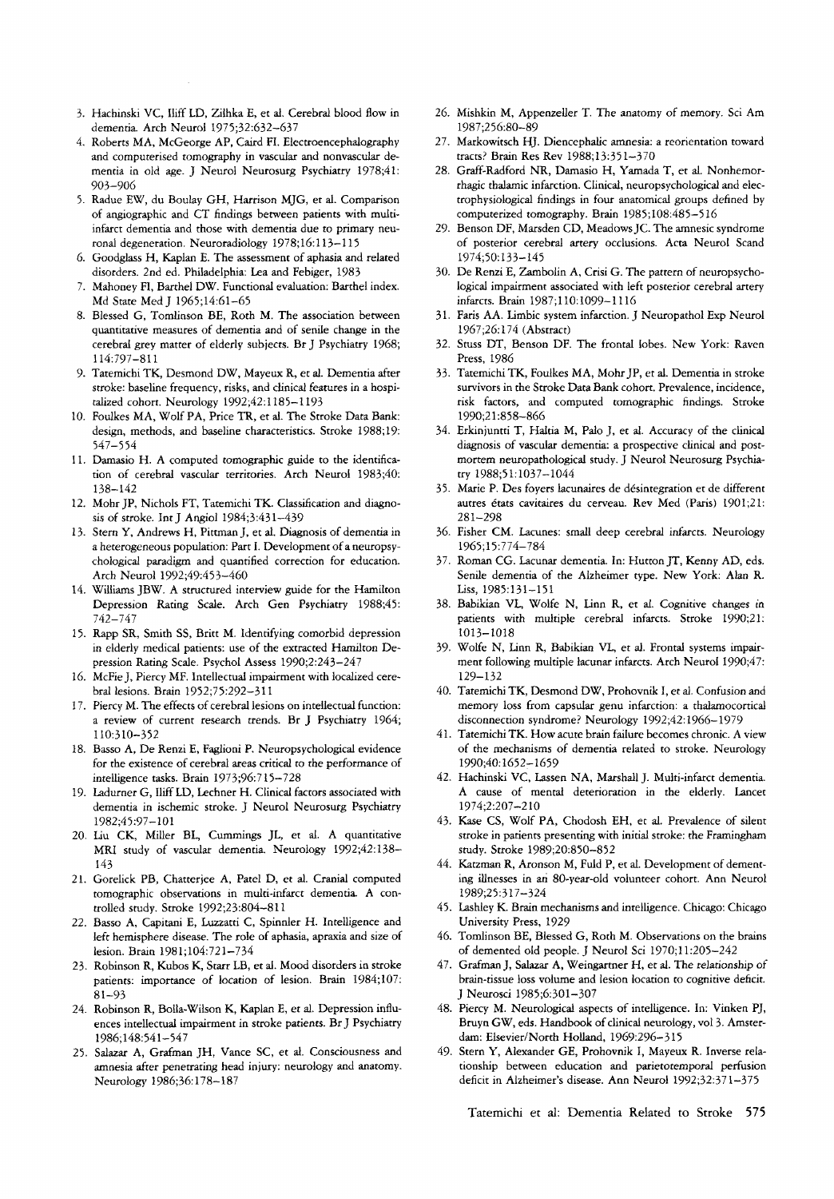3. Hachinski VC, Iliff LD, Zilhka E, et al. Cerebral blood flow in dementia. Arch Neurol 1975;32:632–637
4. Roberts MA, McGeorge AP, Caird FI. Electroencephalography and computerised tomography in vascular and nonvascular dementia in old age. J Neurol Neurosurg Psychiatry 1978;41: 903–906
5. Radue EW, du Boulay GH, Harrison MJG, et al. Comparison of angiographic and CT findings between patients with multi-infarct dementia and those with dementia due to primary neuronal degeneration. Neuroradiology 1978;16:113–115
6. Goodglass H, Kaplan E. The assessment of aphasia and related disorders. 2nd ed. Philadelphia: Lea and Febiger, 1983
7. Mahoney FI, Barthel DW. Functional evaluation: Barthel index. Md State Med J 1965;14:61–65
8. Blessed G, Tomlinson BE, Roth M. The association between quantitative measures of dementia and of senile change in the cerebral grey matter of elderly subjects. Br J Psychiatry 1968; 114:797–811
9. Tatemichi TK, Desmond DW, Mayeux R, et al. Dementia after stroke: baseline frequency, risks, and clinical features in a hospitalized cohort. Neurology 1992;42:1185–1193
10. Foulkes MA, Wolf PA, Price TR, et al. The Stroke Data Bank: design, methods, and baseline characteristics. Stroke 1988;19: 547–554
11. Damasio H. A computed tomographic guide to the identification of cerebral vascular territories. Arch Neurol 1983;40: 138–142
12. Mohr JP, Nichols FT, Tatemichi TK. Classification and diagnosis of stroke. Int J Angiol 1984;3:431–439
13. Stern Y, Andrews H, Pittman J, et al. Diagnosis of dementia in a heterogeneous population: Part I. Development of a neuropsychological paradigm and quantified correction for education. Arch Neurol 1992;49:453–460
14. Williams JBW. A structured interview guide for the Hamilton Depression Rating Scale. Arch Gen Psychiatry 1988;45: 742–747
15. Rapp SR, Smith SS, Britt M. Identifying comorbid depression in elderly medical patients: use of the extracted Hamilton Depression Rating Scale. Psychol Assess 1990;2:243–247
16. McFie J, Piercy MF. Intellectual impairment with localized cerebral lesions. Brain 1952;75:292–311
17. Piercy M. The effects of cerebral lesions on intellectual function: a review of current research trends. Br J Psychiatry 1964; 110:310–352
18. Basso A, De Renzi E, Faglioni P. Neuropsychological evidence for the existence of cerebral areas critical to the performance of intelligence tasks. Brain 1973;96:715–728
19. Ladurner G, Iliff LD, Lechner H. Clinical factors associated with dementia in ischemic stroke. J Neurol Neurosurg Psychiatry 1982;45:97–101
20. Liu CK, Miller BL, Cummings JL, et al. A quantitative MRI study of vascular dementia. Neurology 1992;42:138–143
21. Gorelick PB, Chatterjee A, Patel D, et al. Cranial computed tomographic observations in multi-infarct dementia. A controlled study. Stroke 1992;23:804–811
22. Basso A, Capitani E, Luzzatti C, Spinnler H. Intelligence and left hemisphere disease. The role of aphasia, apraxia and size of lesion. Brain 1981;104:721–734
23. Robinson R, Kubos K, Starr LB, et al. Mood disorders in stroke patients: importance of location of lesion. Brain 1984;107: 81–93
24. Robinson R, Bolla-Wilson K, Kaplan E, et al. Depression influences intellectual impairment in stroke patients. Br J Psychiatry 1986;148:541–547
25. Salazar A, Grafman JH, Vance SC, et al. Consciousness and amnesia after penetrating head injury: neurology and anatomy. Neurology 1986;36:178–187
26. Mishkin M, Appenzeller T. The anatomy of memory. Sci Am 1987;256:80–89
27. Markowitsch HJ. Diencephalic amnesia: a reorientation toward tracts? Brain Res Rev 1988;13:351–370
28. Graff-Radford NR, Damasio H, Yamada T, et al. Nonhemorrhagic thalamic infarction. Clinical, neuropsychological and electrophysiological findings in four anatomical groups defined by computerized tomography. Brain 1985;108:485–516
29. Benson DF, Marsden CD, Meadows JC. The amnesic syndrome of posterior cerebral artery occlusions. Acta Neurol Scand 1974;50:133–145
30. De Renzi E, Zambolin A, Crisi G. The pattern of neuropsychological impairment associated with left posterior cerebral artery infarcts. Brain 1987;110:1099–1116
31. Faris AA. Limbic system infarction. J Neuropathol Exp Neurol 1967;26:174 (Abstract)
32. Stuss DT, Benson DF. The frontal lobes. New York: Raven Press, 1986
33. Tatemichi TK, Foulkes MA, Mohr JP, et al. Dementia in stroke survivors in the Stroke Data Bank cohort. Prevalence, incidence, risk factors, and computed tomographic findings. Stroke 1990;21:858–866
34. Erkinjuntti T, Haltia M, Palo J, et al. Accuracy of the clinical diagnosis of vascular dementia: a prospective clinical and postmortem neuropathological study. J Neurol Neurosurg Psychiatry 1988;51:1037–1044
35. Marie P. Des foyers lacunaires de désintegration et de different autres états cavitaires du cerveau. Rev Med (Paris) 1901;21: 281–298
36. Fisher CM. Lacunes: small deep cerebral infarcts. Neurology 1965;15:774–784
37. Roman CG. Lacunar dementia. In: Hutton JT, Kenny AD, eds. Senile dementia of the Alzheimer type. New York: Alan R. Liss, 1985:131–151
38. Babikian VL, Wolfe N, Linn R, et al. Cognitive changes in patients with multiple cerebral infarcts. Stroke 1990;21: 1013–1018
39. Wolfe N, Linn R, Babikian VL, et al. Frontal systems impairment following multiple lacunar infarcts. Arch Neurol 1990;47: 129–132
40. Tatemichi TK, Desmond DW, Prohovnik I, et al. Confusion and memory loss from capsular genu infarction: a thalamocortical disconnection syndrome? Neurology 1992;42:1966–1979
41. Tatemichi TK. How acute brain failure becomes chronic. A view of the mechanisms of dementia related to stroke. Neurology 1990;40:1652–1659
42. Hachinski VC, Lassen NA, Marshall J. Multi-infarct dementia. A cause of mental deterioration in the elderly. Lancet 1974;2:207–210
43. Kase CS, Wolf PA, Chodosh EH, et al. Prevalence of silent stroke in patients presenting with initial stroke: the Framingham study. Stroke 1989;20:850–852
44. Katzman R, Aronson M, Fuld P, et al. Development of dementing illnesses in an 80-year-old volunteer cohort. Ann Neurol 1989;25:317–324
45. Lashley K. Brain mechanisms and intelligence. Chicago: Chicago University Press, 1929
46. Tomlinson BE, Blessed G, Roth M. Observations on the brains of demented old people. J Neurol Sci 1970;11:205–242
47. Grafman J, Salazar A, Weingartner H, et al. The relationship of brain-tissue loss volume and lesion location to cognitive deficit. J Neurosci 1985;6:301–307
48. Piercy M. Neurological aspects of intelligence. In: Vinken PJ, Bruyn GW, eds. Handbook of clinical neurology, vol 3. Amsterdam: Elsevier/North Holland, 1969:296–315
49. Stern Y, Alexander GE, Prohovnik I, Mayeux R. Inverse relationship between education and parietotemporal perfusion deficit in Alzheimer's disease. Ann Neurol 1992;32:371–375